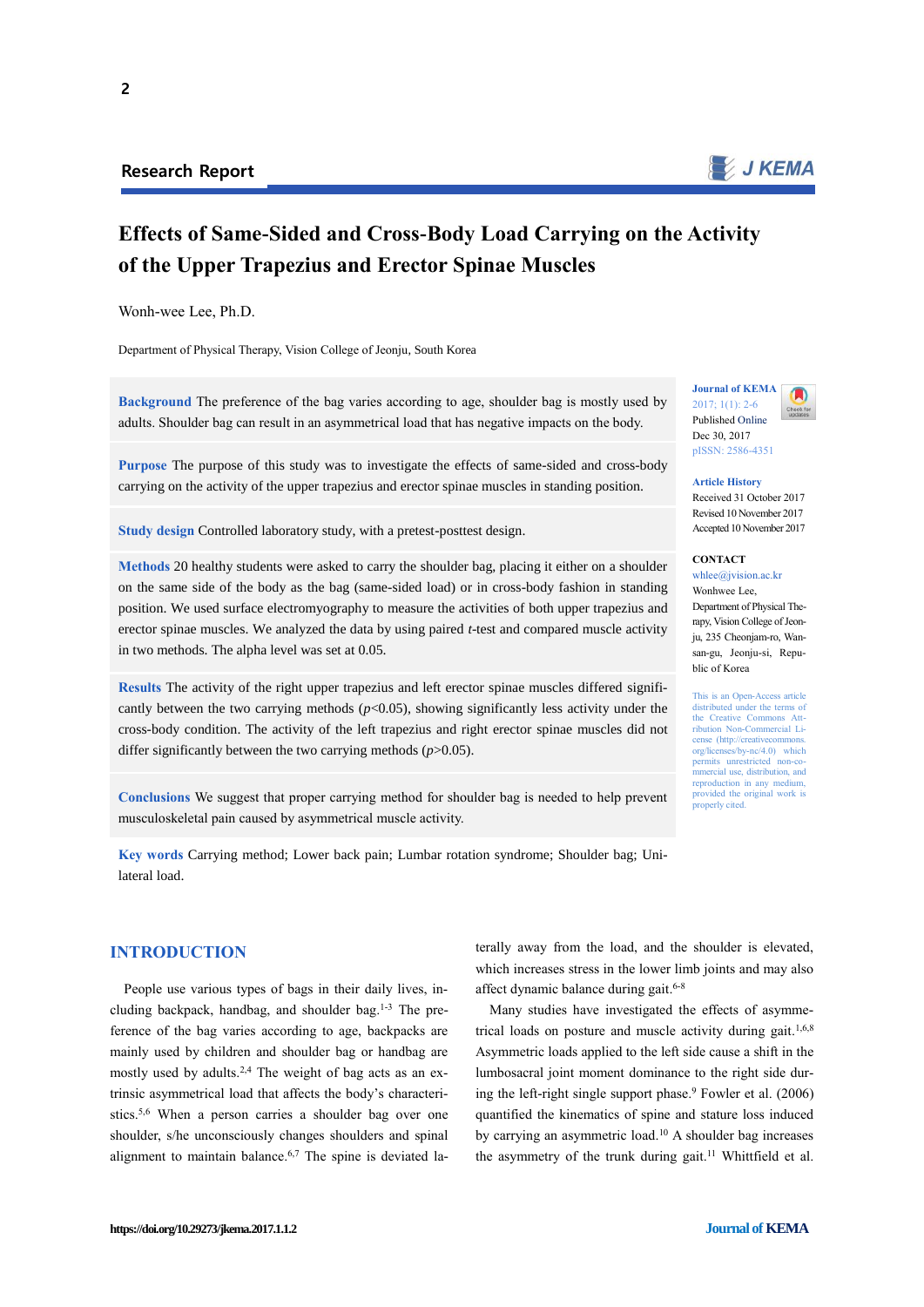Research Report

# Effects of Same-Sided and Cross-Body Load Carrying on the Activity of the Upper Trapezius and Erector Spinae Muscles

Wonh-wee Lee, Ph.D.

Department of Physical Therapy, Vision College of Jeonju, South Korea

**Background** The preference of the bag varies according to age, shoulder bag is mostly used by adults. Shoulder bag can result in an asymmetrical load that has negative impacts on the body.

**Purpose** The purpose of this study was to investigate the effects of same-sided and cross-body carrying on the activity of the upper trapezius and erector spinae muscles in standing position.

**Study design** Controlled laboratory study, with a pretest-posttest design.

**Methods** 20 healthy students were asked to carry the shoulder bag, placing it either on a shoulder on the same side of the body as the bag (same-sided load) or in cross-body fashion in standing position. We used surface electromyography to measure the activities of both upper trapezius and erector spinae muscles. We analyzed the data by using paired *t*-test and compared muscle activity in two methods. The alpha level was set at 0.05.

**Results** The activity of the right upper trapezius and left erector spinae muscles differed significantly between the two carrying methods ($p<0.05$), showing significantly less activity under the cross-body condition. The activity of the left trapezius and right erector spinae muscles did not differ significantly between the two carrying methods ($p>0.05$).

**Conclusions** We suggest that proper carrying method for shoulder bag is needed to help prevent musculoskeletal pain caused by asymmetrical muscle activity.

**Key words** Carrying method; Lower back pain; Lumbar rotation syndrome; Shoulder bag; Unilateral load.

**Journal of KEMA**
2017; 1(1): 2-6
Published Online
Dec 30, 2017
pISSN: 2586-4351

**Article History**
Received 31 October 2017
Revised 10 November 2017
Accepted 10 November 2017

**CONTACT**
whlee@jvision.ac.kr
Wonhwee Lee,
Department of Physical Therapy, Vision College of Jeonju, 235 Cheonjam-ro, Wansan-gu, Jeonju-si, Republic of Korea

This is an Open-Access article distributed under the terms of the Creative Commons Attribution Non-Commercial License (http://creativecommons.org/licenses/by-nc/4.0) which permits unrestricted non-commercial use, distribution, and reproduction in any medium, provided the original work is properly cited.

## INTRODUCTION

People use various types of bags in their daily lives, including backpack, handbag, and shoulder bag.[1-3] The preference of the bag varies according to age, backpacks are mainly used by children and shoulder bag or handbag are mostly used by adults.[2,4] The weight of bag acts as an extrinsic asymmetrical load that affects the body's characteristics.[5,6] When a person carries a shoulder bag over one shoulder, s/he unconsciously changes shoulders and spinal alignment to maintain balance.[6,7] The spine is deviated laterally away from the load, and the shoulder is elevated, which increases stress in the lower limb joints and may also affect dynamic balance during gait.[6-8]

Many studies have investigated the effects of asymmetrical loads on posture and muscle activity during gait.[1,6,8] Asymmetric loads applied to the left side cause a shift in the lumbosacral joint moment dominance to the right side during the left-right single support phase.[9] Fowler et al. (2006) quantified the kinematics of spine and stature loss induced by carrying an asymmetric load.[10] A shoulder bag increases the asymmetry of the trunk during gait.[11] Whittfield et al.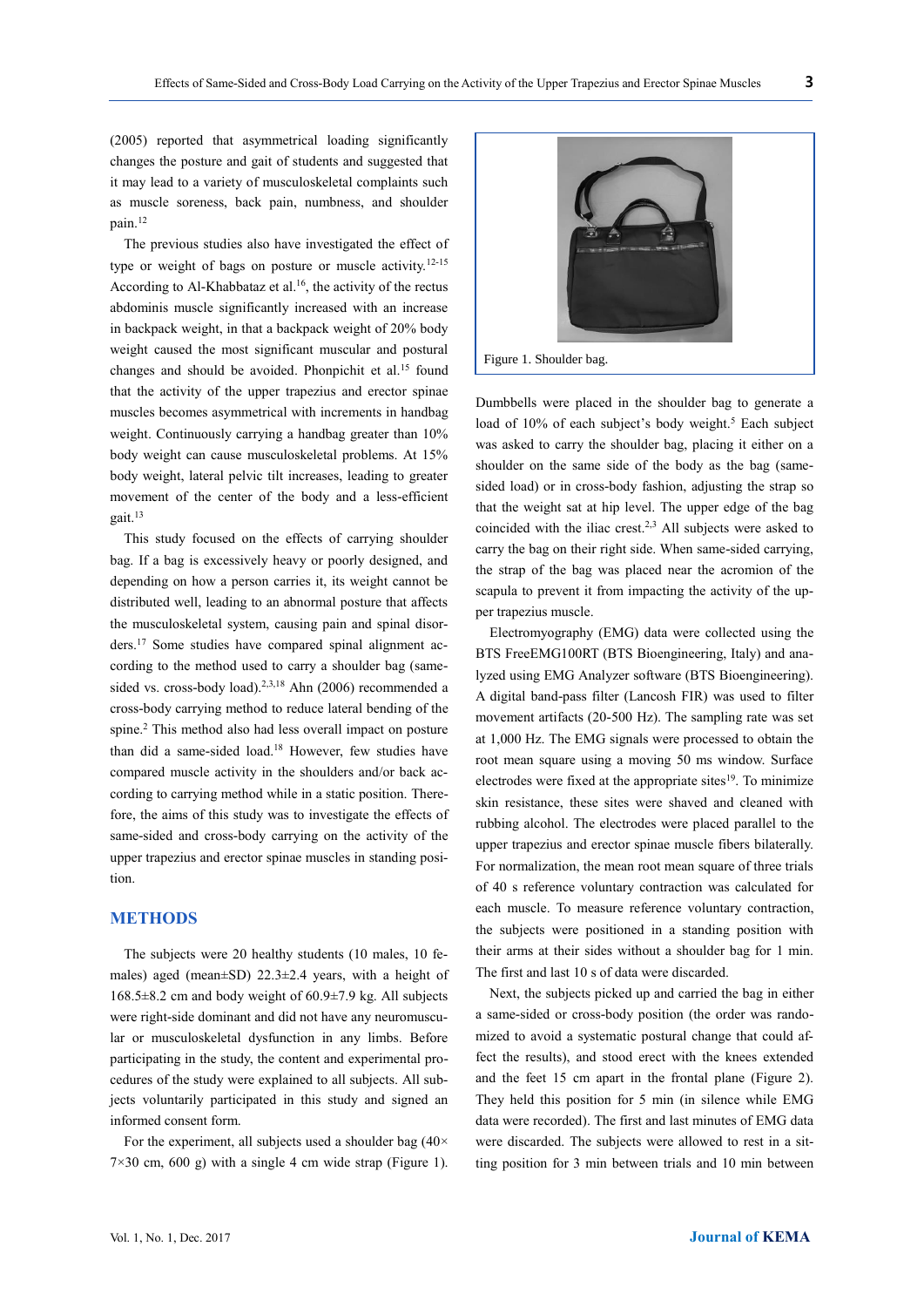(2005) reported that asymmetrical loading significantly changes the posture and gait of students and suggested that it may lead to a variety of musculoskeletal complaints such as muscle soreness, back pain, numbness, and shoulder pain.[12]

The previous studies also have investigated the effect of type or weight of bags on posture or muscle activity.[12-15] According to Al-Khabbataz et al.[16], the activity of the rectus abdominis muscle significantly increased with an increase in backpack weight, in that a backpack weight of 20% body weight caused the most significant muscular and postural changes and should be avoided. Phonpichit et al.[15] found that the activity of the upper trapezius and erector spinae muscles becomes asymmetrical with increments in handbag weight. Continuously carrying a handbag greater than 10% body weight can cause musculoskeletal problems. At 15% body weight, lateral pelvic tilt increases, leading to greater movement of the center of the body and a less-efficient gait.[13]

This study focused on the effects of carrying shoulder bag. If a bag is excessively heavy or poorly designed, and depending on how a person carries it, its weight cannot be distributed well, leading to an abnormal posture that affects the musculoskeletal system, causing pain and spinal disorders.[17] Some studies have compared spinal alignment according to the method used to carry a shoulder bag (same-sided vs. cross-body load).[2,3,18] Ahn (2006) recommended a cross-body carrying method to reduce lateral bending of the spine.[2] This method also had less overall impact on posture than did a same-sided load.[18] However, few studies have compared muscle activity in the shoulders and/or back according to carrying method while in a static position. Therefore, the aims of this study was to investigate the effects of same-sided and cross-body carrying on the activity of the upper trapezius and erector spinae muscles in standing position.

## METHODS

The subjects were 20 healthy students (10 males, 10 females) aged (mean±SD) 22.3±2.4 years, with a height of 168.5±8.2 cm and body weight of 60.9±7.9 kg. All subjects were right-side dominant and did not have any neuromuscular or musculoskeletal dysfunction in any limbs. Before participating in the study, the content and experimental procedures of the study were explained to all subjects. All subjects voluntarily participated in this study and signed an informed consent form.

For the experiment, all subjects used a shoulder bag (40×7×30 cm, 600 g) with a single 4 cm wide strap (Figure 1).

Figure 1. Shoulder bag.

Dumbbells were placed in the shoulder bag to generate a load of 10% of each subject's body weight.[5] Each subject was asked to carry the shoulder bag, placing it either on a shoulder on the same side of the body as the bag (same-sided load) or in cross-body fashion, adjusting the strap so that the weight sat at hip level. The upper edge of the bag coincided with the iliac crest.[2,3] All subjects were asked to carry the bag on their right side. When same-sided carrying, the strap of the bag was placed near the acromion of the scapula to prevent it from impacting the activity of the upper trapezius muscle.

Electromyography (EMG) data were collected using the BTS FreeEMG100RT (BTS Bioengineering, Italy) and analyzed using EMG Analyzer software (BTS Bioengineering). A digital band-pass filter (Lancosh FIR) was used to filter movement artifacts (20-500 Hz). The sampling rate was set at 1,000 Hz. The EMG signals were processed to obtain the root mean square using a moving 50 ms window. Surface electrodes were fixed at the appropriate sites[19]. To minimize skin resistance, these sites were shaved and cleaned with rubbing alcohol. The electrodes were placed parallel to the upper trapezius and erector spinae muscle fibers bilaterally. For normalization, the mean root mean square of three trials of 40 s reference voluntary contraction was calculated for each muscle. To measure reference voluntary contraction, the subjects were positioned in a standing position with their arms at their sides without a shoulder bag for 1 min. The first and last 10 s of data were discarded.

Next, the subjects picked up and carried the bag in either a same-sided or cross-body position (the order was randomized to avoid a systematic postural change that could affect the results), and stood erect with the knees extended and the feet 15 cm apart in the frontal plane (Figure 2). They held this position for 5 min (in silence while EMG data were recorded). The first and last minutes of EMG data were discarded. The subjects were allowed to rest in a sitting position for 3 min between trials and 10 min between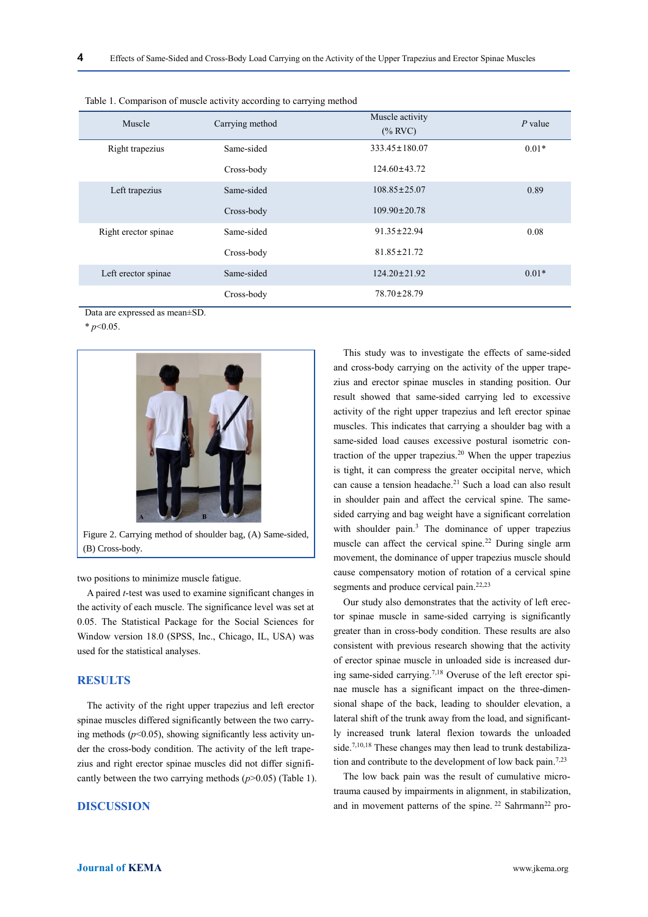Table 1. Comparison of muscle activity according to carrying method

| Muscle | Carrying method | Muscle activity (% RVC) | *P* value |
|---|---|---|---|
| Right trapezius | Same-sided | 333.45±180.07 | 0.01* |
| | Cross-body | 124.60±43.72 | |
| Left trapezius | Same-sided | 108.85±25.07 | 0.89 |
| | Cross-body | 109.90±20.78 | |
| Right erector spinae | Same-sided | 91.35±22.94 | 0.08 |
| | Cross-body | 81.85±21.72 | |
| Left erector spinae | Same-sided | 124.20±21.92 | 0.01* |
| | Cross-body | 78.70±28.79 | |

Data are expressed as mean±SD.
* $p<0.05$.

Figure 2. Carrying method of shoulder bag, (A) Same-sided, (B) Cross-body.

two positions to minimize muscle fatigue.

A paired *t*-test was used to examine significant changes in the activity of each muscle. The significance level was set at 0.05. The Statistical Package for the Social Sciences for Window version 18.0 (SPSS, Inc., Chicago, IL, USA) was used for the statistical analyses.

## RESULTS

The activity of the right upper trapezius and left erector spinae muscles differed significantly between the two carrying methods ($p<0.05$), showing significantly less activity under the cross-body condition. The activity of the left trapezius and right erector spinae muscles did not differ significantly between the two carrying methods ($p>0.05$) (Table 1).

## DISCUSSION

This study was to investigate the effects of same-sided and cross-body carrying on the activity of the upper trapezius and erector spinae muscles in standing position. Our result showed that same-sided carrying led to excessive activity of the right upper trapezius and left erector spinae muscles. This indicates that carrying a shoulder bag with a same-sided load causes excessive postural isometric contraction of the upper trapezius.[20] When the upper trapezius is tight, it can compress the greater occipital nerve, which can cause a tension headache.[21] Such a load can also result in shoulder pain and affect the cervical spine. The same-sided carrying and bag weight have a significant correlation with shoulder pain.[3] The dominance of upper trapezius muscle can affect the cervical spine.[22] During single arm movement, the dominance of upper trapezius muscle should cause compensatory motion of rotation of a cervical spine segments and produce cervical pain.[22,23]

Our study also demonstrates that the activity of left erector spinae muscle in same-sided carrying is significantly greater than in cross-body condition. These results are also consistent with previous research showing that the activity of erector spinae muscle in unloaded side is increased during same-sided carrying.[7,18] Overuse of the left erector spinae muscle has a significant impact on the three-dimensional shape of the back, leading to shoulder elevation, a lateral shift of the trunk away from the load, and significantly increased trunk lateral flexion towards the unloaded side.[7,10,18] These changes may then lead to trunk destabilization and contribute to the development of low back pain.[7,23]

The low back pain was the result of cumulative microtrauma caused by impairments in alignment, in stabilization, and in movement patterns of the spine. [22] Sahrmann[22] pro-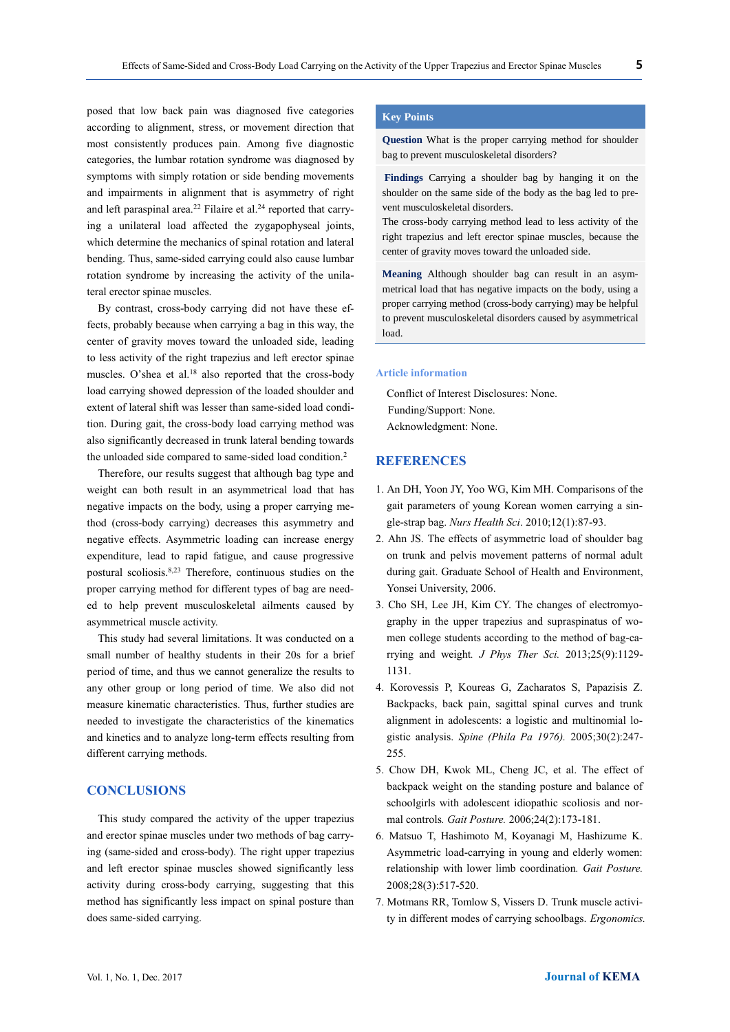posed that low back pain was diagnosed five categories according to alignment, stress, or movement direction that most consistently produces pain. Among five diagnostic categories, the lumbar rotation syndrome was diagnosed by symptoms with simply rotation or side bending movements and impairments in alignment that is asymmetry of right and left paraspinal area.[22] Filaire et al.[24] reported that carrying a unilateral load affected the zygapophyseal joints, which determine the mechanics of spinal rotation and lateral bending. Thus, same-sided carrying could also cause lumbar rotation syndrome by increasing the activity of the unilateral erector spinae muscles.

By contrast, cross-body carrying did not have these effects, probably because when carrying a bag in this way, the center of gravity moves toward the unloaded side, leading to less activity of the right trapezius and left erector spinae muscles. O'shea et al.[18] also reported that the cross-body load carrying showed depression of the loaded shoulder and extent of lateral shift was lesser than same-sided load condition. During gait, the cross-body load carrying method was also significantly decreased in trunk lateral bending towards the unloaded side compared to same-sided load condition.[2]

Therefore, our results suggest that although bag type and weight can both result in an asymmetrical load that has negative impacts on the body, using a proper carrying method (cross-body carrying) decreases this asymmetry and negative effects. Asymmetric loading can increase energy expenditure, lead to rapid fatigue, and cause progressive postural scoliosis.[8,23] Therefore, continuous studies on the proper carrying method for different types of bag are needed to help prevent musculoskeletal ailments caused by asymmetrical muscle activity.

This study had several limitations. It was conducted on a small number of healthy students in their 20s for a brief period of time, and thus we cannot generalize the results to any other group or long period of time. We also did not measure kinematic characteristics. Thus, further studies are needed to investigate the characteristics of the kinematics and kinetics and to analyze long-term effects resulting from different carrying methods.

## CONCLUSIONS

This study compared the activity of the upper trapezius and erector spinae muscles under two methods of bag carrying (same-sided and cross-body). The right upper trapezius and left erector spinae muscles showed significantly less activity during cross-body carrying, suggesting that this method has significantly less impact on spinal posture than does same-sided carrying.

### Key Points

**Question** What is the proper carrying method for shoulder bag to prevent musculoskeletal disorders?

**Findings** Carrying a shoulder bag by hanging it on the shoulder on the same side of the body as the bag led to prevent musculoskeletal disorders.
The cross-body carrying method lead to less activity of the right trapezius and left erector spinae muscles, because the center of gravity moves toward the unloaded side.

**Meaning** Although shoulder bag can result in an asymmetrical load that has negative impacts on the body, using a proper carrying method (cross-body carrying) may be helpful to prevent musculoskeletal disorders caused by asymmetrical load.

### Article information

Conflict of Interest Disclosures: None.
Funding/Support: None.
Acknowledgment: None.

## REFERENCES

1. An DH, Yoon JY, Yoo WG, Kim MH. Comparisons of the gait parameters of young Korean women carrying a single-strap bag. *Nurs Health Sci*. 2010;12(1):87-93.
2. Ahn JS. The effects of asymmetric load of shoulder bag on trunk and pelvis movement patterns of normal adult during gait. Graduate School of Health and Environment, Yonsei University, 2006.
3. Cho SH, Lee JH, Kim CY. The changes of electromyography in the upper trapezius and supraspinatus of women college students according to the method of bag-carrying and weight. *J Phys Ther Sci.* 2013;25(9):1129-1131.
4. Korovessis P, Koureas G, Zacharatos S, Papazisis Z. Backpacks, back pain, sagittal spinal curves and trunk alignment in adolescents: a logistic and multinomial logistic analysis. *Spine (Phila Pa 1976).* 2005;30(2):247-255.
5. Chow DH, Kwok ML, Cheng JC, et al. The effect of backpack weight on the standing posture and balance of schoolgirls with adolescent idiopathic scoliosis and normal controls. *Gait Posture.* 2006;24(2):173-181.
6. Matsuo T, Hashimoto M, Koyanagi M, Hashizume K. Asymmetric load-carrying in young and elderly women: relationship with lower limb coordination. *Gait Posture.* 2008;28(3):517-520.
7. Motmans RR, Tomlow S, Vissers D. Trunk muscle activity in different modes of carrying schoolbags. *Ergonomics.*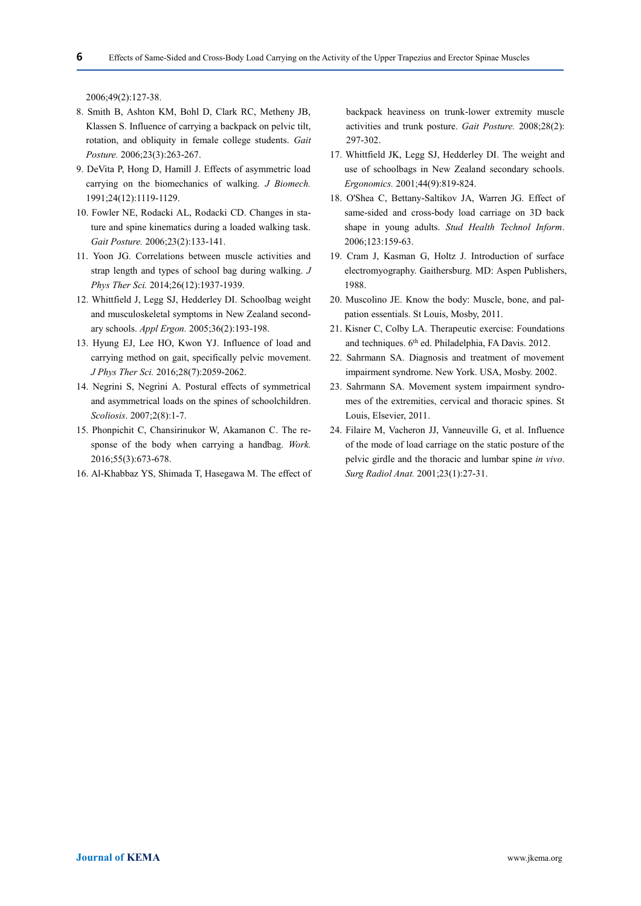2006;49(2):127-38.

8. Smith B, Ashton KM, Bohl D, Clark RC, Metheny JB, Klassen S. Influence of carrying a backpack on pelvic tilt, rotation, and obliquity in female college students. *Gait Posture.* 2006;23(3):263-267.
9. DeVita P, Hong D, Hamill J. Effects of asymmetric load carrying on the biomechanics of walking. *J Biomech.* 1991;24(12):1119-1129.
10. Fowler NE, Rodacki AL, Rodacki CD. Changes in stature and spine kinematics during a loaded walking task. *Gait Posture.* 2006;23(2):133-141.
11. Yoon JG. Correlations between muscle activities and strap length and types of school bag during walking. *J Phys Ther Sci.* 2014;26(12):1937-1939.
12. Whittfield J, Legg SJ, Hedderley DI. Schoolbag weight and musculoskeletal symptoms in New Zealand secondary schools. *Appl Ergon.* 2005;36(2):193-198.
13. Hyung EJ, Lee HO, Kwon YJ. Influence of load and carrying method on gait, specifically pelvic movement. *J Phys Ther Sci.* 2016;28(7):2059-2062.
14. Negrini S, Negrini A. Postural effects of symmetrical and asymmetrical loads on the spines of schoolchildren. *Scoliosis*. 2007;2(8):1-7.
15. Phonpichit C, Chansirinukor W, Akamanon C. The response of the body when carrying a handbag. *Work.* 2016;55(3):673-678.
16. Al-Khabbaz YS, Shimada T, Hasegawa M. The effect of backpack heaviness on trunk-lower extremity muscle activities and trunk posture. *Gait Posture.* 2008;28(2):297-302.
17. Whittfield JK, Legg SJ, Hedderley DI. The weight and use of schoolbags in New Zealand secondary schools. *Ergonomics.* 2001;44(9):819-824.
18. O'Shea C, Bettany-Saltikov JA, Warren JG. Effect of same-sided and cross-body load carriage on 3D back shape in young adults. *Stud Health Technol Inform*. 2006;123:159-63.
19. Cram J, Kasman G, Holtz J. Introduction of surface electromyography. Gaithersburg. MD: Aspen Publishers, 1988.
20. Muscolino JE. Know the body: Muscle, bone, and palpation essentials. St Louis, Mosby, 2011.
21. Kisner C, Colby LA. Therapeutic exercise: Foundations and techniques. 6th ed. Philadelphia, FA Davis. 2012.
22. Sahrmann SA. Diagnosis and treatment of movement impairment syndrome. New York. USA, Mosby. 2002.
23. Sahrmann SA. Movement system impairment syndromes of the extremities, cervical and thoracic spines. St Louis, Elsevier, 2011.
24. Filaire M, Vacheron JJ, Vanneuville G, et al. Influence of the mode of load carriage on the static posture of the pelvic girdle and the thoracic and lumbar spine *in vivo*. *Surg Radiol Anat.* 2001;23(1):27-31.